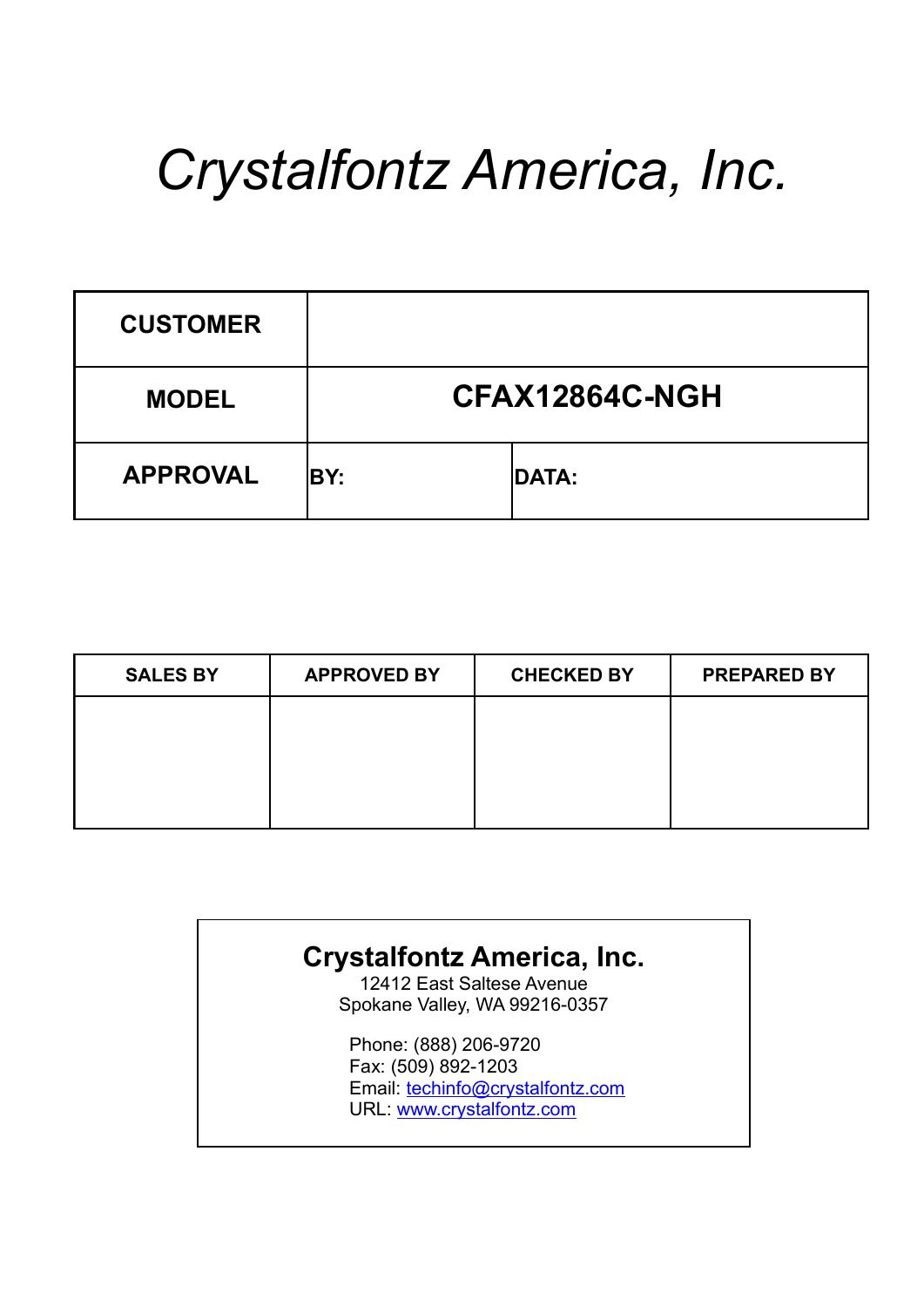# *Crystalfontz America, Inc.*

| CUSTOMER | | |
|---|---|---|
| **MODEL** | **CFAX12864C-NGH** | |
| **APPROVAL** | **BY:** | **DATA:** |

| SALES BY | APPROVED BY | CHECKED BY | PREPARED BY |
|---|---|---|---|
| | | | |

**Crystalfontz America, Inc.**
12412 East Saltese Avenue
Spokane Valley, WA 99216-0357

Phone: (888) 206-9720
Fax: (509) 892-1203
Email: techinfo@crystalfontz.com
URL: www.crystalfontz.com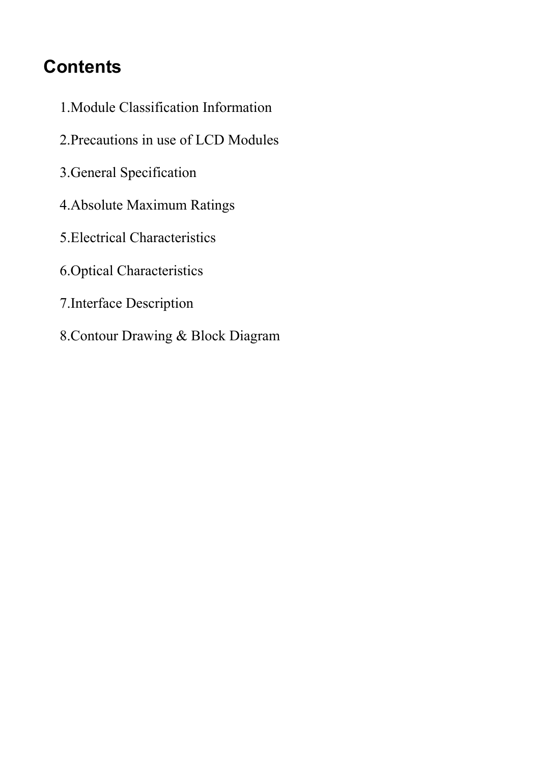# Contents

1.Module Classification Information

2.Precautions in use of LCD Modules

3.General Specification

4.Absolute Maximum Ratings

5.Electrical Characteristics

6.Optical Characteristics

7.Interface Description

8.Contour Drawing & Block Diagram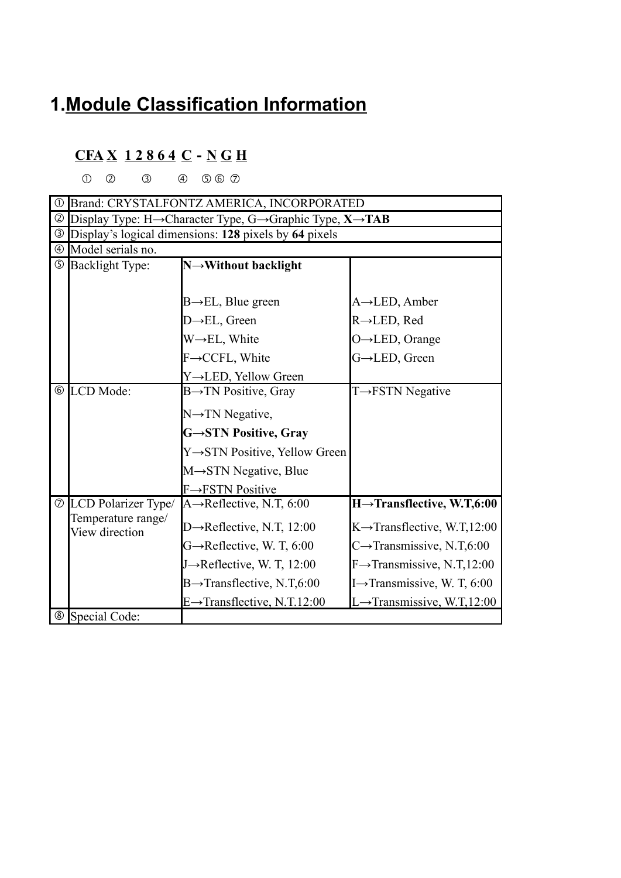# 1.Module Classification Information

**CFA X 1 2 8 6 4 C - N G H**

①　②　　③　　④　⑤ ⑥ ⑦

| | | | |
|---|---|---|---|
| ① | Brand: CRYSTALFONTZ AMERICA, INCORPORATED | | |
| ② | Display Type: H→Character Type, G→Graphic Type, **X→TAB** | | |
| ③ | Display's logical dimensions: **128** pixels by **64** pixels | | |
| ④ | Model serials no. | | |
| ⑤ | Backlight Type: | **N→Without backlight** | |
| | | B→EL, Blue green | A→LED, Amber |
| | | D→EL, Green | R→LED, Red |
| | | W→EL, White | O→LED, Orange |
| | | F→CCFL, White | G→LED, Green |
| | | Y→LED, Yellow Green | |
| ⑥ | LCD Mode: | B→TN Positive, Gray | T→FSTN Negative |
| | | N→TN Negative, | |
| | | **G→STN Positive, Gray** | |
| | | Y→STN Positive, Yellow Green | |
| | | M→STN Negative, Blue | |
| | | F→FSTN Positive | |
| ⑦ | LCD Polarizer Type/ Temperature range/ View direction | A→Reflective, N.T, 6:00 | **H→Transflective, W.T,6:00** |
| | | D→Reflective, N.T, 12:00 | K→Transflective, W.T,12:00 |
| | | G→Reflective, W. T, 6:00 | C→Transmissive, N.T,6:00 |
| | | J→Reflective, W. T, 12:00 | F→Transmissive, N.T,12:00 |
| | | B→Transflective, N.T,6:00 | I→Transmissive, W. T, 6:00 |
| | | E→Transflective, N.T.12:00 | L→Transmissive, W.T,12:00 |
| ⑧ | Special Code: | | |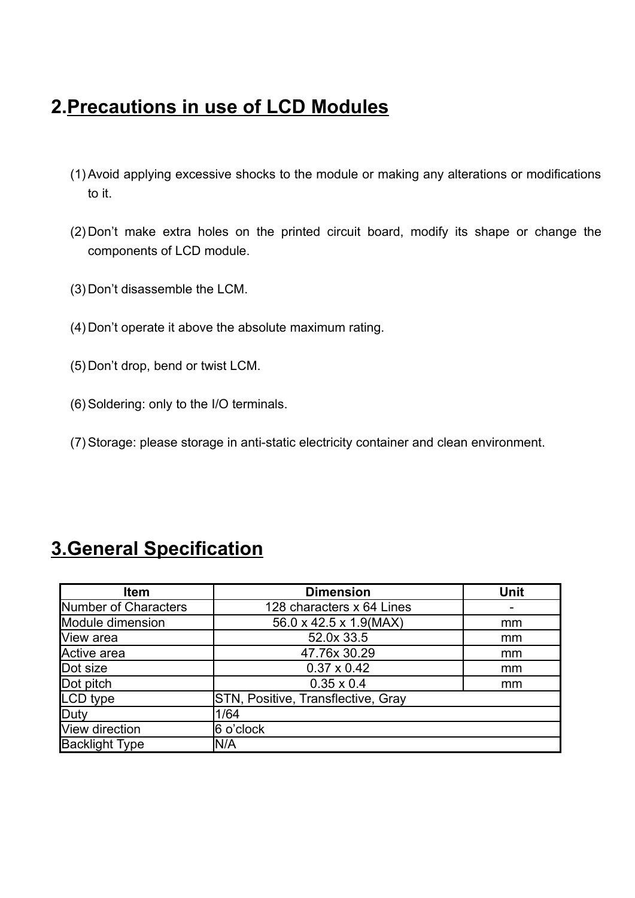## 2.Precautions in use of LCD Modules

(1) Avoid applying excessive shocks to the module or making any alterations or modifications to it.

(2) Don't make extra holes on the printed circuit board, modify its shape or change the components of LCD module.

(3) Don't disassemble the LCM.

(4) Don't operate it above the absolute maximum rating.

(5) Don't drop, bend or twist LCM.

(6) Soldering: only to the I/O terminals.

(7) Storage: please storage in anti-static electricity container and clean environment.

## 3.General Specification

| Item | Dimension | Unit |
|---|---|---|
| Number of Characters | 128 characters x 64 Lines | - |
| Module dimension | 56.0 x 42.5 x 1.9(MAX) | mm |
| View area | 52.0x 33.5 | mm |
| Active area | 47.76x 30.29 | mm |
| Dot size | 0.37 x 0.42 | mm |
| Dot pitch | 0.35 x 0.4 | mm |
| LCD type | STN, Positive, Transflective, Gray | |
| Duty | 1/64 | |
| View direction | 6 o'clock | |
| Backlight Type | N/A | |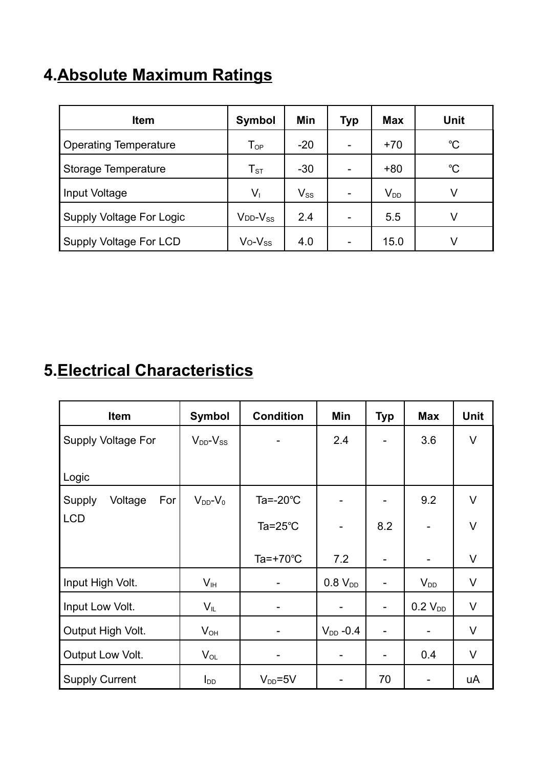## 4.Absolute Maximum Ratings

| Item | Symbol | Min | Typ | Max | Unit |
|---|---|---|---|---|---|
| Operating Temperature | $T_{OP}$ | -20 | - | +70 | ℃ |
| Storage Temperature | $T_{ST}$ | -30 | - | +80 | ℃ |
| Input Voltage | $V_I$ | $V_{SS}$ | - | $V_{DD}$ | V |
| Supply Voltage For Logic | $V_{DD}$-$V_{SS}$ | 2.4 | - | 5.5 | V |
| Supply Voltage For LCD | $V_O$-$V_{SS}$ | 4.0 | - | 15.0 | V |

## 5.Electrical Characteristics

| Item | Symbol | Condition | Min | Typ | Max | Unit |
|---|---|---|---|---|---|---|
| Supply Voltage For Logic | $V_{DD}$-$V_{SS}$ | - | 2.4 | - | 3.6 | V |
| Supply Voltage For LCD | $V_{DD}$-$V_0$ | Ta=-20℃ | - | - | 9.2 | V |
| | | Ta=25℃ | - | 8.2 | - | V |
| | | Ta=+70℃ | 7.2 | - | - | V |
| Input High Volt. | $V_{IH}$ | - | 0.8 $V_{DD}$ | - | $V_{DD}$ | V |
| Input Low Volt. | $V_{IL}$ | - | - | - | 0.2 $V_{DD}$ | V |
| Output High Volt. | $V_{OH}$ | - | $V_{DD}$ -0.4 | - | - | V |
| Output Low Volt. | $V_{OL}$ | - | - | - | 0.4 | V |
| Supply Current | $I_{DD}$ | $V_{DD}$=5V | - | 70 | - | uA |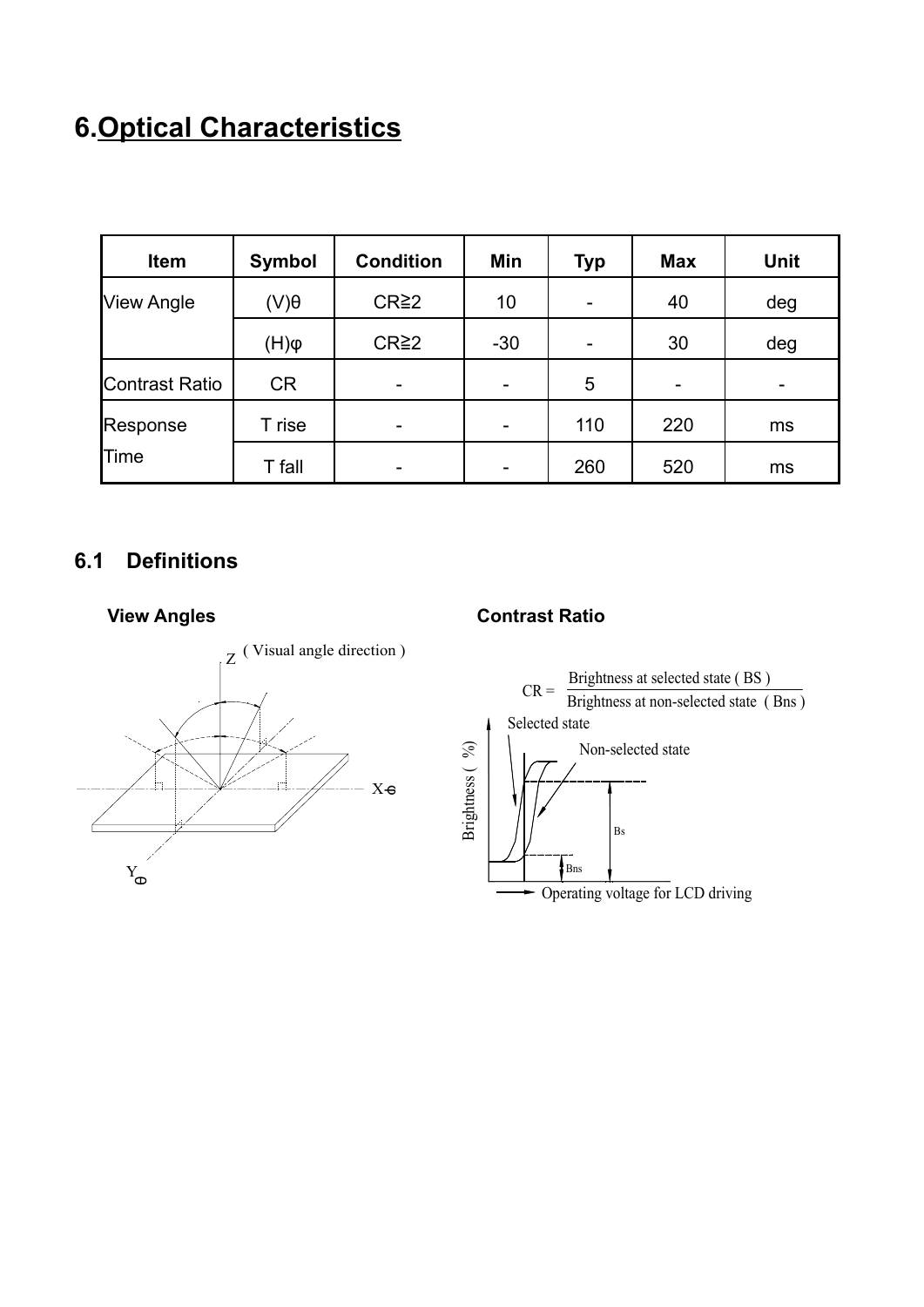# 6.Optical Characteristics

| Item | Symbol | Condition | Min | Typ | Max | Unit |
|---|---|---|---|---|---|---|
| View Angle | (V)θ | CR≧2 | 10 | - | 40 | deg |
| | (H)φ | CR≧2 | -30 | - | 30 | deg |
| Contrast Ratio | CR | - | - | 5 | - | - |
| Response Time | T rise | - | - | 110 | 220 | ms |
| | T fall | - | - | 260 | 520 | ms |

## 6.1 Definitions

**View Angles**

Z ( Visual angle direction )

X φ

Y θ

**Contrast Ratio**

$$CR = \frac{\text{Brightness at selected state ( BS )}}{\text{Brightness at non-selected state ( Bns )}}$$

Selected state

Non-selected state

Brightness ( %)

Bs

Bns

Operating voltage for LCD driving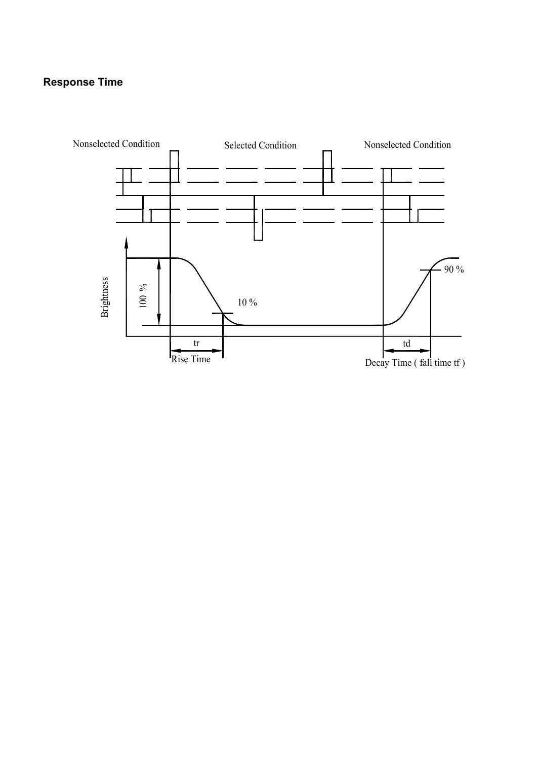### Response Time

Nonselected Condition

Selected Condition

Nonselected Condition

Brightness

100 %

10 %

90 %

tr

Rise Time

td

Decay Time ( fall time tf )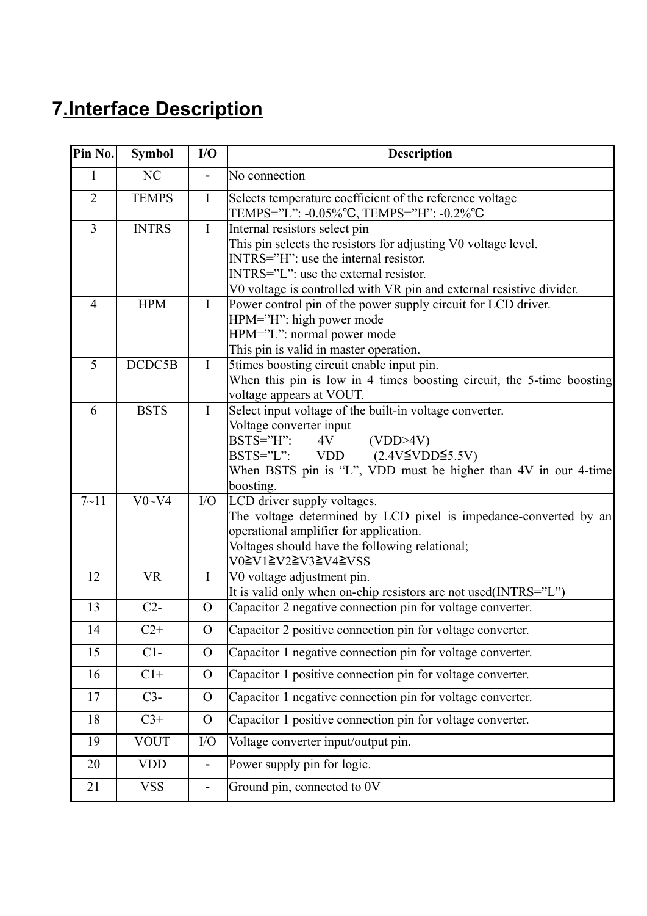# 7.Interface Description

| Pin No. | Symbol | I/O | Description |
|---|---|---|---|
| 1 | NC | - | No connection |
| 2 | TEMPS | I | Selects temperature coefficient of the reference voltage<br>TEMPS=”L”: -0.05%℃, TEMPS=”H”: -0.2%℃ |
| 3 | INTRS | I | Internal resistors select pin<br>This pin selects the resistors for adjusting V0 voltage level.<br>INTRS=”H”: use the internal resistor.<br>INTRS=”L”: use the external resistor.<br>V0 voltage is controlled with VR pin and external resistive divider. |
| 4 | HPM | I | Power control pin of the power supply circuit for LCD driver.<br>HPM=”H”: high power mode<br>HPM=”L”: normal power mode<br>This pin is valid in master operation. |
| 5 | DCDC5B | I | 5times boosting circuit enable input pin.<br>When this pin is low in 4 times boosting circuit, the 5-time boosting voltage appears at VOUT. |
| 6 | BSTS | I | Select input voltage of the built-in voltage converter.<br>Voltage converter input<br>BSTS=”H”: 4V (VDD>4V)<br>BSTS=”L”: VDD (2.4V≦VDD≦5.5V)<br>When BSTS pin is “L”, VDD must be higher than 4V in our 4-time boosting. |
| 7~11 | V0~V4 | I/O | LCD driver supply voltages.<br>The voltage determined by LCD pixel is impedance-converted by an operational amplifier for application.<br>Voltages should have the following relational;<br>V0≧V1≧V2≧V3≧V4≧VSS |
| 12 | VR | I | V0 voltage adjustment pin.<br>It is valid only when on-chip resistors are not used(INTRS=”L”) |
| 13 | C2- | O | Capacitor 2 negative connection pin for voltage converter. |
| 14 | C2+ | O | Capacitor 2 positive connection pin for voltage converter. |
| 15 | C1- | O | Capacitor 1 negative connection pin for voltage converter. |
| 16 | C1+ | O | Capacitor 1 positive connection pin for voltage converter. |
| 17 | C3- | O | Capacitor 1 negative connection pin for voltage converter. |
| 18 | C3+ | O | Capacitor 1 positive connection pin for voltage converter. |
| 19 | VOUT | I/O | Voltage converter input/output pin. |
| 20 | VDD | - | Power supply pin for logic. |
| 21 | VSS | - | Ground pin, connected to 0V |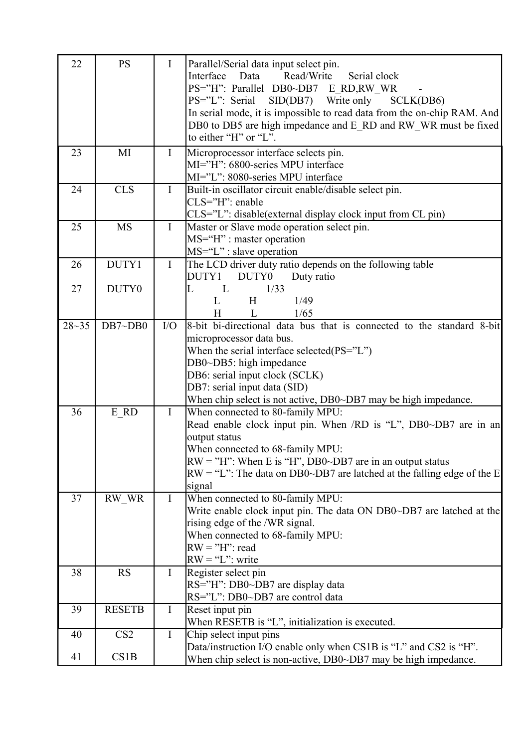| 22 | PS | I | Parallel/Serial data input select pin.<br>Interface Data Read/Write Serial clock<br>PS="H": Parallel DB0~DB7 E_RD,RW_WR -<br>PS="L": Serial SID(DB7) Write only SCLK(DB6)<br>In serial mode, it is impossible to read data from the on-chip RAM. And DB0 to DB5 are high impedance and E_RD and RW_WR must be fixed to either "H" or "L". |
|---|---|---|---|
| 23 | MI | I | Microprocessor interface selects pin.<br>MI="H": 6800-series MPU interface<br>MI="L": 8080-series MPU interface |
| 24 | CLS | I | Built-in oscillator circuit enable/disable select pin.<br>CLS="H": enable<br>CLS="L": disable(external display clock input from CL pin) |
| 25 | MS | I | Master or Slave mode operation select pin.<br>MS="H" : master operation<br>MS="L" : slave operation |
| 26<br><br>27 | DUTY1<br><br>DUTY0 | I | The LCD driver duty ratio depends on the following table<br>DUTY1 DUTY0 Duty ratio<br>L L 1/33<br>L H 1/49<br>H L 1/65 |
| 28~35 | DB7~DB0 | I/O | 8-bit bi-directional data bus that is connected to the standard 8-bit microprocessor data bus.<br>When the serial interface selected(PS="L")<br>DB0~DB5: high impedance<br>DB6: serial input clock (SCLK)<br>DB7: serial input data (SID)<br>When chip select is not active, DB0~DB7 may be high impedance. |
| 36 | E_RD | I | When connected to 80-family MPU:<br>Read enable clock input pin. When /RD is "L", DB0~DB7 are in an output status<br>When connected to 68-family MPU:<br>RW = "H": When E is "H", DB0~DB7 are in an output status<br>RW = "L": The data on DB0~DB7 are latched at the falling edge of the E signal |
| 37 | RW_WR | I | When connected to 80-family MPU:<br>Write enable clock input pin. The data ON DB0~DB7 are latched at the rising edge of the /WR signal.<br>When connected to 68-family MPU:<br>RW = "H": read<br>RW = "L": write |
| 38 | RS | I | Register select pin<br>RS="H": DB0~DB7 are display data<br>RS="L": DB0~DB7 are control data |
| 39 | RESETB | I | Reset input pin<br>When RESETB is "L", initialization is executed. |
| 40<br><br>41 | CS2<br><br>CS1B | I | Chip select input pins<br>Data/instruction I/O enable only when CS1B is "L" and CS2 is "H".<br>When chip select is non-active, DB0~DB7 may be high impedance. |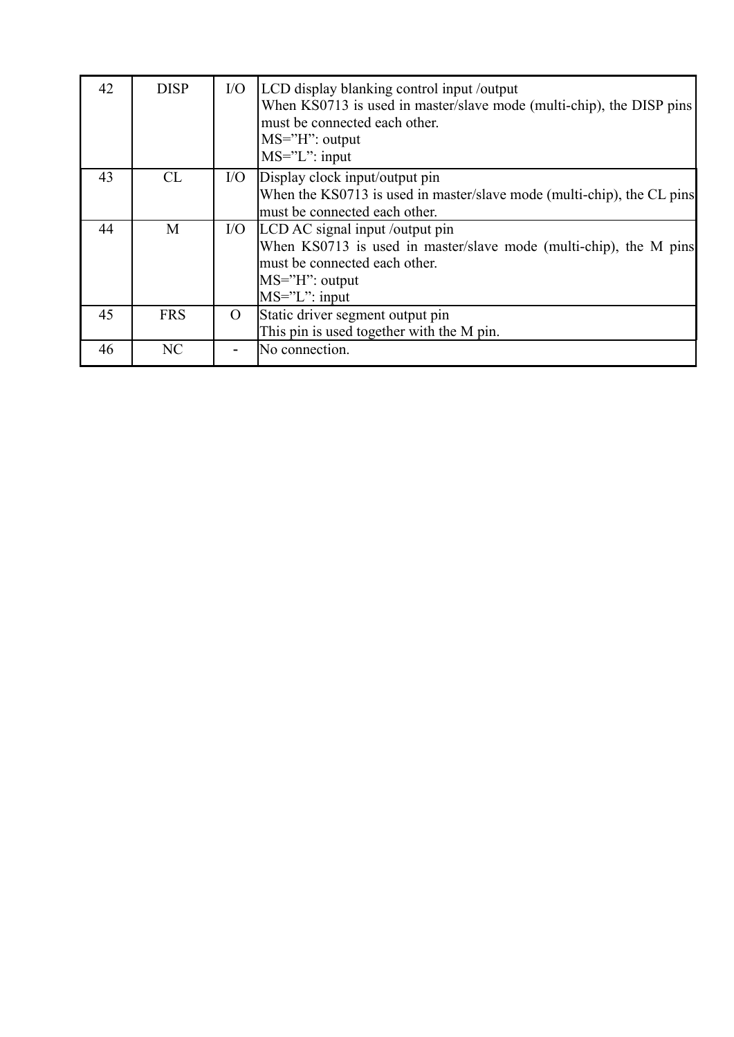| 42 | DISP | I/O | LCD display blanking control input /output<br>When KS0713 is used in master/slave mode (multi-chip), the DISP pins must be connected each other.<br>MS=”H”: output<br>MS=”L”: input |
|---|---|---|---|
| 43 | CL | I/O | Display clock input/output pin<br>When the KS0713 is used in master/slave mode (multi-chip), the CL pins must be connected each other. |
| 44 | M | I/O | LCD AC signal input /output pin<br>When KS0713 is used in master/slave mode (multi-chip), the M pins must be connected each other.<br>MS=”H”: output<br>MS=”L”: input |
| 45 | FRS | O | Static driver segment output pin<br>This pin is used together with the M pin. |
| 46 | NC | - | No connection. |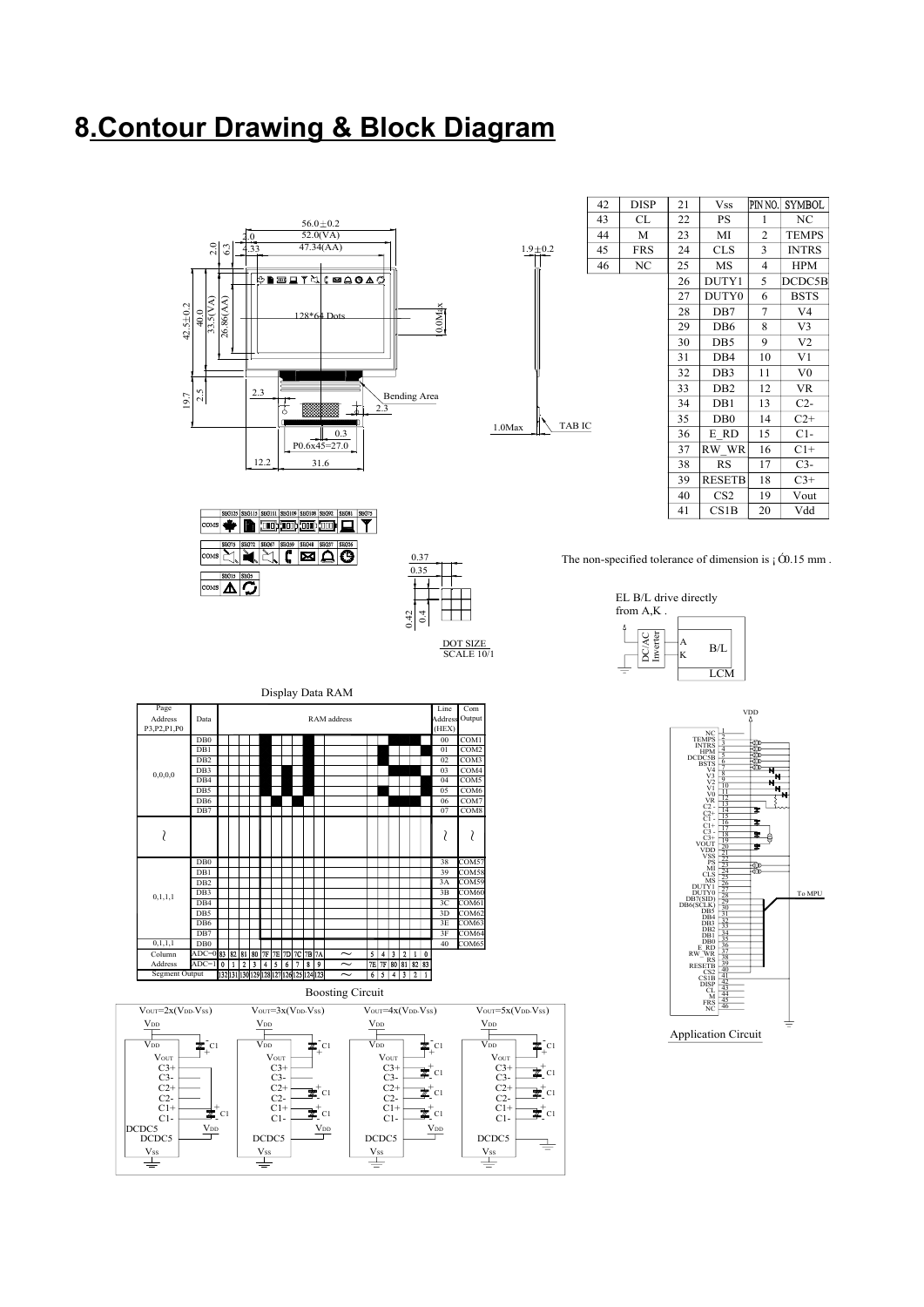# 8.Contour Drawing & Block Diagram

56.0±0.2
52.0(VA)
47.34(AA)
2.0
6.3
2.0
4.33
42.5±0.2
40.0
33.5(VA)
26.86(AA)
128*64 Dots
10.0Max
19.7
2.5
2.3
Bending Area
2.3
0.3
P0.6x45=27.0
12.2
31.6
1.9±0.2
1.0Max
TAB IC

| PIN NO. | SYMBOL | | | | |
|---|---|---|---|---|---|
| 1 | NC | 21 | Vss | 42 | DISP |
| 2 | TEMPS | 22 | PS | 43 | CL |
| 3 | INTRS | 23 | MI | 44 | M |
| 4 | HPM | 24 | CLS | 45 | FRS |
| 5 | DCDC5B | 25 | MS | 46 | NC |
| 6 | BSTS | 26 | DUTY1 | | |
| 7 | V4 | 27 | DUTY0 | | |
| 8 | V3 | 28 | DB7 | | |
| 9 | V2 | 29 | DB6 | | |
| 10 | V1 | 30 | DB5 | | |
| 11 | V0 | 31 | DB4 | | |
| 12 | VR | 32 | DB3 | | |
| 13 | C2- | 33 | DB2 | | |
| 14 | C2+ | 34 | DB1 | | |
| 15 | C1- | 35 | DB0 | | |
| 16 | C1+ | 36 | E_RD | | |
| 17 | C3- | 37 | RW_WR | | |
| 18 | C3+ | 38 | RS | | |
| 19 | Vout | 39 | RESETB | | |
| 20 | Vdd | 40 | CS2 | | |
| | | 41 | CS1B | | |

The non-specified tolerance of dimension is ±0.15 mm .

COM8: SEG125 SEG115 SEG111 SEG109 SEG108 SEG92 SEG81 SEG75
COM8: SEG73 SEG72 SEG67 SEG59 SEG48 SEG37 SEG26
COM8: SEG15 SEG5

0.37
0.35
0.42
0.4
DOT SIZE
SCALE 10/1

EL B/L drive directly from A,K .

DC/AC Inverter — A, K — B/L
LCM

Display Data RAM

Page Address P3,P2,P1,P0 | Data | RAM address | Line Address (HEX) | Com Output

0,0,0,0: DB0–DB7 — Line Address 00–07 — COM1–COM8
0,1,1,1: DB0–DB7 — Line Address 38–3F — COM57–COM64
0,1,1,1: DB0 — 40 — COM65

Column Address ADC=0: 83 82 81 80 7F 7E 7D 7C 7B 7A ~ 5 4 3 2 1 0
ADC=1: 0 1 2 3 4 5 6 7 8 9 ~ 7E 7F 80 81 82 83
Segment Output: 132 131 130 129 128 127 126 125 124 123 ~ 6 5 4 3 2 1

Boosting Circuit

$V_{OUT}=2x(V_{DD}-V_{SS})$ $V_{OUT}=3x(V_{DD}-V_{SS})$ $V_{OUT}=4x(V_{DD}-V_{SS})$ $V_{OUT}=5x(V_{DD}-V_{SS})$

VDD, VOUT, C3+, C3-, C2+, C2-, C1+, C1-, DCDC5, VSS, C1

Application Circuit

VDD
NC, TEMPS, INTRS, HPM, DCDC5B, BSTS, V4, V3, V2, V1, V0, VR, C2-, C2+, C1-, C1+, C3-, C3+, VOUT, VDD, VSS, PS, MI, CLS, MS, DUTY1, DUTY0, DB7(SID), DB6(SCLK), DB5, DB4, DB3, DB2, DB1, DB0, E_RD, RW_WR, RS, RESETB, CS2, CS1B, DISP, CL, M, FRS, NC (pins 1–46)
To MPU